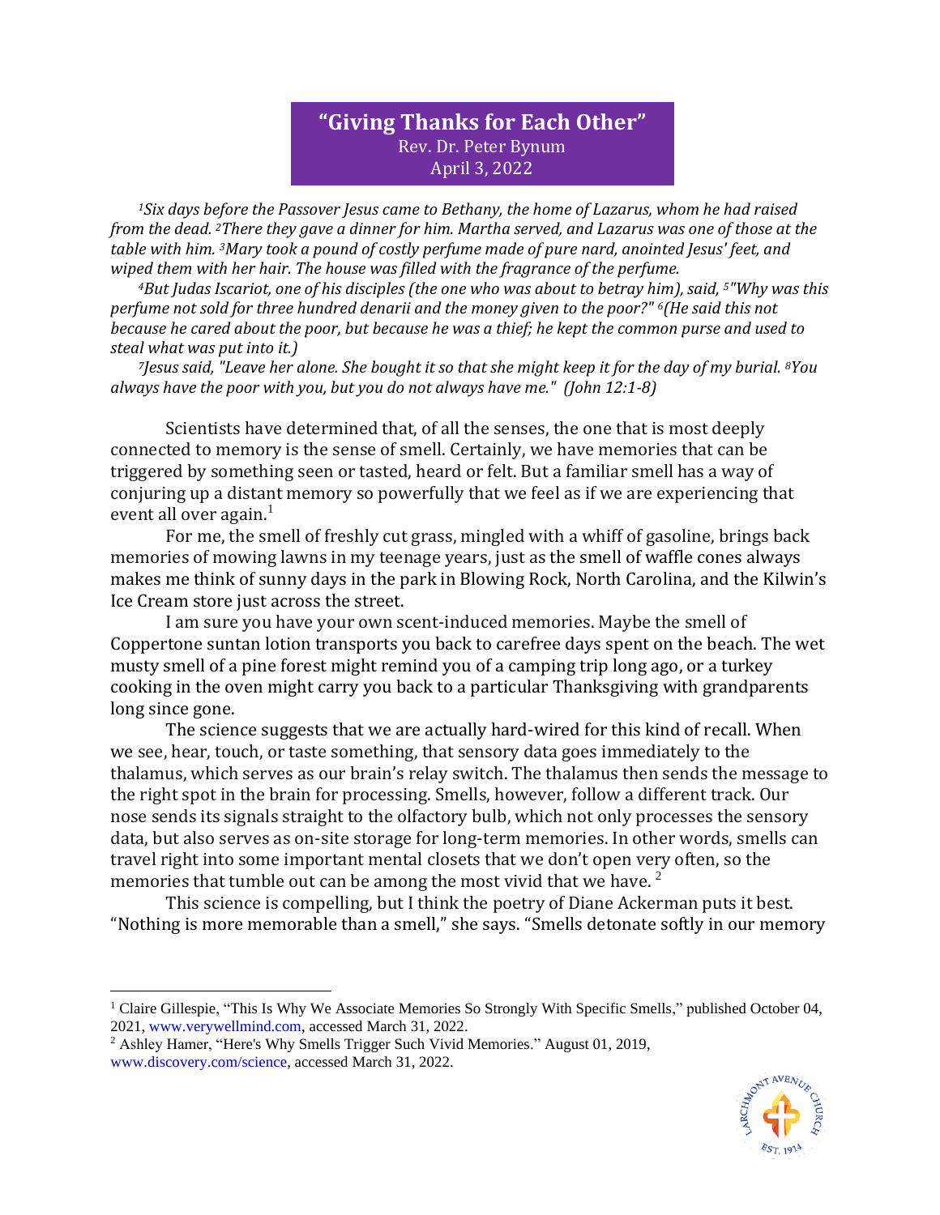# "Giving Thanks for Each Other"

Rev. Dr. Peter Bynum
April 3, 2022

*1Six days before the Passover Jesus came to Bethany, the home of Lazarus, whom he had raised from the dead. 2There they gave a dinner for him. Martha served, and Lazarus was one of those at the table with him. 3Mary took a pound of costly perfume made of pure nard, anointed Jesus' feet, and wiped them with her hair. The house was filled with the fragrance of the perfume.*

*4But Judas Iscariot, one of his disciples (the one who was about to betray him), said, 5"Why was this perfume not sold for three hundred denarii and the money given to the poor?" 6(He said this not because he cared about the poor, but because he was a thief; he kept the common purse and used to steal what was put into it.)*

*7Jesus said, "Leave her alone. She bought it so that she might keep it for the day of my burial. 8You always have the poor with you, but you do not always have me." (John 12:1-8)*

Scientists have determined that, of all the senses, the one that is most deeply connected to memory is the sense of smell. Certainly, we have memories that can be triggered by something seen or tasted, heard or felt. But a familiar smell has a way of conjuring up a distant memory so powerfully that we feel as if we are experiencing that event all over again.[1]

For me, the smell of freshly cut grass, mingled with a whiff of gasoline, brings back memories of mowing lawns in my teenage years, just as the smell of waffle cones always makes me think of sunny days in the park in Blowing Rock, North Carolina, and the Kilwin's Ice Cream store just across the street.

I am sure you have your own scent-induced memories. Maybe the smell of Coppertone suntan lotion transports you back to carefree days spent on the beach. The wet musty smell of a pine forest might remind you of a camping trip long ago, or a turkey cooking in the oven might carry you back to a particular Thanksgiving with grandparents long since gone.

The science suggests that we are actually hard-wired for this kind of recall. When we see, hear, touch, or taste something, that sensory data goes immediately to the thalamus, which serves as our brain's relay switch. The thalamus then sends the message to the right spot in the brain for processing. Smells, however, follow a different track. Our nose sends its signals straight to the olfactory bulb, which not only processes the sensory data, but also serves as on-site storage for long-term memories. In other words, smells can travel right into some important mental closets that we don't open very often, so the memories that tumble out can be among the most vivid that we have.[2]

This science is compelling, but I think the poetry of Diane Ackerman puts it best. "Nothing is more memorable than a smell," she says. "Smells detonate softly in our memory

---

[1] Claire Gillespie, "This Is Why We Associate Memories So Strongly With Specific Smells," published October 04, 2021, www.verywellmind.com, accessed March 31, 2022.

[2] Ashley Hamer, "Here's Why Smells Trigger Such Vivid Memories." August 01, 2019, www.discovery.com/science, accessed March 31, 2022.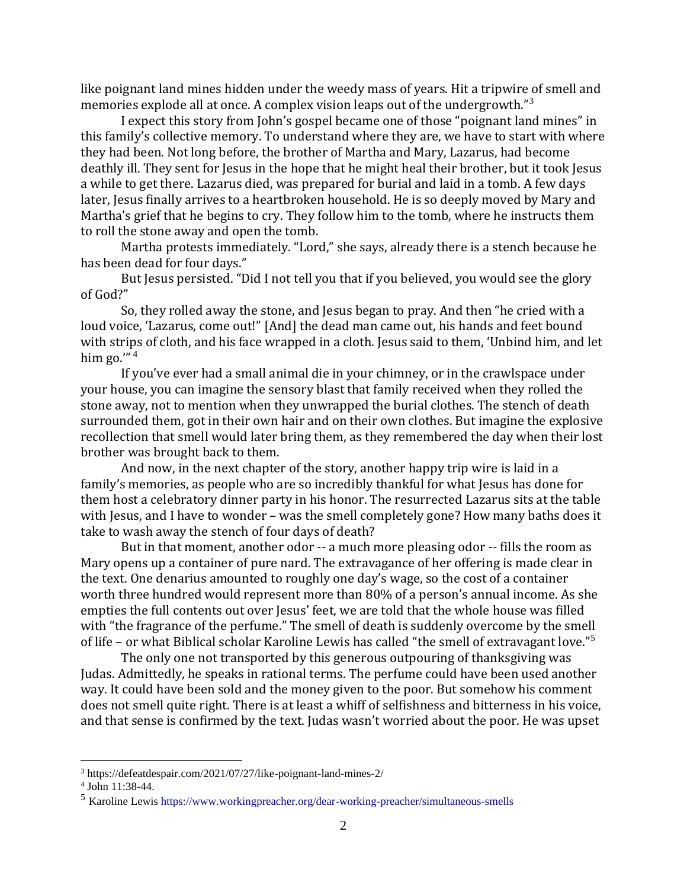like poignant land mines hidden under the weedy mass of years. Hit a tripwire of smell and memories explode all at once. A complex vision leaps out of the undergrowth."[3]

I expect this story from John's gospel became one of those "poignant land mines" in this family's collective memory. To understand where they are, we have to start with where they had been. Not long before, the brother of Martha and Mary, Lazarus, had become deathly ill. They sent for Jesus in the hope that he might heal their brother, but it took Jesus a while to get there. Lazarus died, was prepared for burial and laid in a tomb. A few days later, Jesus finally arrives to a heartbroken household. He is so deeply moved by Mary and Martha's grief that he begins to cry. They follow him to the tomb, where he instructs them to roll the stone away and open the tomb.

Martha protests immediately. "Lord," she says, already there is a stench because he has been dead for four days."

But Jesus persisted. "Did I not tell you that if you believed, you would see the glory of God?"

So, they rolled away the stone, and Jesus began to pray. And then "he cried with a loud voice, 'Lazarus, come out!" [And] the dead man came out, his hands and feet bound with strips of cloth, and his face wrapped in a cloth. Jesus said to them, 'Unbind him, and let him go.'"[4]

If you've ever had a small animal die in your chimney, or in the crawlspace under your house, you can imagine the sensory blast that family received when they rolled the stone away, not to mention when they unwrapped the burial clothes. The stench of death surrounded them, got in their own hair and on their own clothes. But imagine the explosive recollection that smell would later bring them, as they remembered the day when their lost brother was brought back to them.

And now, in the next chapter of the story, another happy trip wire is laid in a family's memories, as people who are so incredibly thankful for what Jesus has done for them host a celebratory dinner party in his honor. The resurrected Lazarus sits at the table with Jesus, and I have to wonder – was the smell completely gone? How many baths does it take to wash away the stench of four days of death?

But in that moment, another odor -- a much more pleasing odor -- fills the room as Mary opens up a container of pure nard. The extravagance of her offering is made clear in the text. One denarius amounted to roughly one day's wage, so the cost of a container worth three hundred would represent more than 80% of a person's annual income. As she empties the full contents out over Jesus' feet, we are told that the whole house was filled with "the fragrance of the perfume." The smell of death is suddenly overcome by the smell of life – or what Biblical scholar Karoline Lewis has called "the smell of extravagant love."[5]

The only one not transported by this generous outpouring of thanksgiving was Judas. Admittedly, he speaks in rational terms. The perfume could have been used another way. It could have been sold and the money given to the poor. But somehow his comment does not smell quite right. There is at least a whiff of selfishness and bitterness in his voice, and that sense is confirmed by the text. Judas wasn't worried about the poor. He was upset

---

[3] https://defeatdespair.com/2021/07/27/like-poignant-land-mines-2/

[4] John 11:38-44.

[5] Karoline Lewis https://www.workingpreacher.org/dear-working-preacher/simultaneous-smells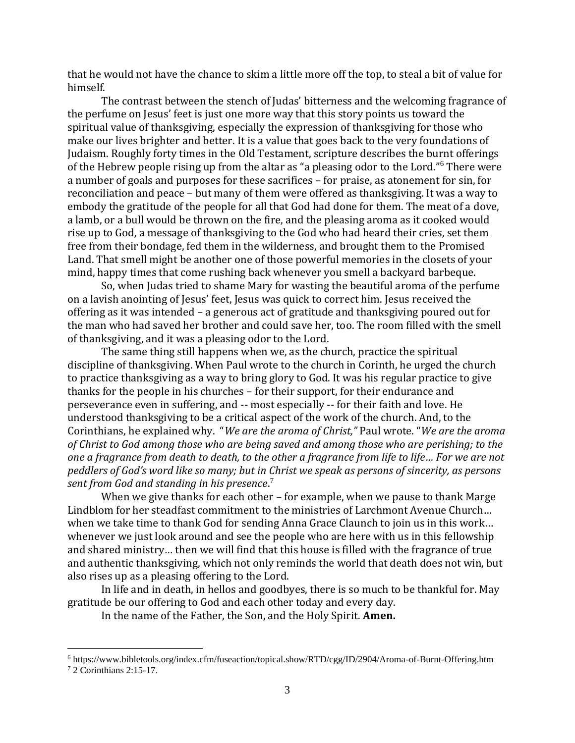that he would not have the chance to skim a little more off the top, to steal a bit of value for himself.

The contrast between the stench of Judas' bitterness and the welcoming fragrance of the perfume on Jesus' feet is just one more way that this story points us toward the spiritual value of thanksgiving, especially the expression of thanksgiving for those who make our lives brighter and better. It is a value that goes back to the very foundations of Judaism. Roughly forty times in the Old Testament, scripture describes the burnt offerings of the Hebrew people rising up from the altar as "a pleasing odor to the Lord."[6] There were a number of goals and purposes for these sacrifices – for praise, as atonement for sin, for reconciliation and peace – but many of them were offered as thanksgiving. It was a way to embody the gratitude of the people for all that God had done for them. The meat of a dove, a lamb, or a bull would be thrown on the fire, and the pleasing aroma as it cooked would rise up to God, a message of thanksgiving to the God who had heard their cries, set them free from their bondage, fed them in the wilderness, and brought them to the Promised Land. That smell might be another one of those powerful memories in the closets of your mind, happy times that come rushing back whenever you smell a backyard barbeque.

So, when Judas tried to shame Mary for wasting the beautiful aroma of the perfume on a lavish anointing of Jesus' feet, Jesus was quick to correct him. Jesus received the offering as it was intended – a generous act of gratitude and thanksgiving poured out for the man who had saved her brother and could save her, too. The room filled with the smell of thanksgiving, and it was a pleasing odor to the Lord.

The same thing still happens when we, as the church, practice the spiritual discipline of thanksgiving. When Paul wrote to the church in Corinth, he urged the church to practice thanksgiving as a way to bring glory to God. It was his regular practice to give thanks for the people in his churches – for their support, for their endurance and perseverance even in suffering, and -- most especially -- for their faith and love. He understood thanksgiving to be a critical aspect of the work of the church. And, to the Corinthians, he explained why. "*We are the aroma of Christ,"* Paul wrote. "*We are the aroma of Christ to God among those who are being saved and among those who are perishing; to the one a fragrance from death to death, to the other a fragrance from life to life… For we are not peddlers of God's word like so many; but in Christ we speak as persons of sincerity, as persons sent from God and standing in his presence*.[7]

When we give thanks for each other – for example, when we pause to thank Marge Lindblom for her steadfast commitment to the ministries of Larchmont Avenue Church… when we take time to thank God for sending Anna Grace Claunch to join us in this work… whenever we just look around and see the people who are here with us in this fellowship and shared ministry… then we will find that this house is filled with the fragrance of true and authentic thanksgiving, which not only reminds the world that death does not win, but also rises up as a pleasing offering to the Lord.

In life and in death, in hellos and goodbyes, there is so much to be thankful for. May gratitude be our offering to God and each other today and every day.

In the name of the Father, the Son, and the Holy Spirit. **Amen.**

---

[6] https://www.bibletools.org/index.cfm/fuseaction/topical.show/RTD/cgg/ID/2904/Aroma-of-Burnt-Offering.htm

[7] 2 Corinthians 2:15-17.